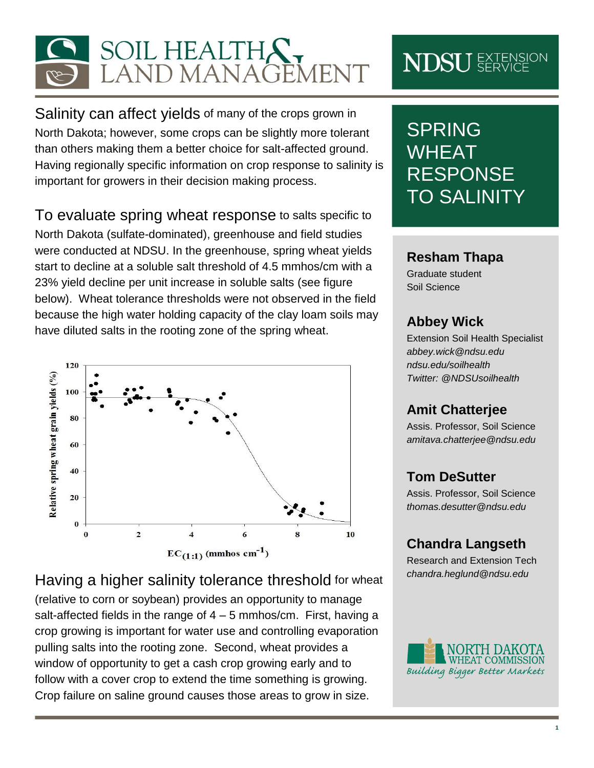# SOIL HEALTH & LAND MANAGEMENT

NDSU EXTENSION SERVICE

# SPRING WHEAT RESPONSE TO SALINITY

**Resham Thapa**
Graduate student
Soil Science

**Abbey Wick**
Extension Soil Health Specialist
*abbey.wick@ndsu.edu*
*ndsu.edu/soilhealth*
*Twitter: @NDSUsoilhealth*

**Amit Chatterjee**
Assis. Professor, Soil Science
*amitava.chatterjee@ndsu.edu*

**Tom DeSutter**
Assis. Professor, Soil Science
*thomas.desutter@ndsu.edu*

**Chandra Langseth**
Research and Extension Tech
*chandra.heglund@ndsu.edu*

NORTH DAKOTA WHEAT COMMISSION
*Building Bigger Better Markets*

Salinity can affect yields of many of the crops grown in North Dakota; however, some crops can be slightly more tolerant than others making them a better choice for salt-affected ground. Having regionally specific information on crop response to salinity is important for growers in their decision making process.

To evaluate spring wheat response to salts specific to North Dakota (sulfate-dominated), greenhouse and field studies were conducted at NDSU. In the greenhouse, spring wheat yields start to decline at a soluble salt threshold of 4.5 mmhos/cm with a 23% yield decline per unit increase in soluble salts (see figure below). Wheat tolerance thresholds were not observed in the field because the high water holding capacity of the clay loam soils may have diluted salts in the rooting zone of the spring wheat.

Having a higher salinity tolerance threshold for wheat (relative to corn or soybean) provides an opportunity to manage salt-affected fields in the range of 4 – 5 mmhos/cm. First, having a crop growing is important for water use and controlling evaporation pulling salts into the rooting zone. Second, wheat provides a window of opportunity to get a cash crop growing early and to follow with a cover crop to extend the time something is growing. Crop failure on saline ground causes those areas to grow in size.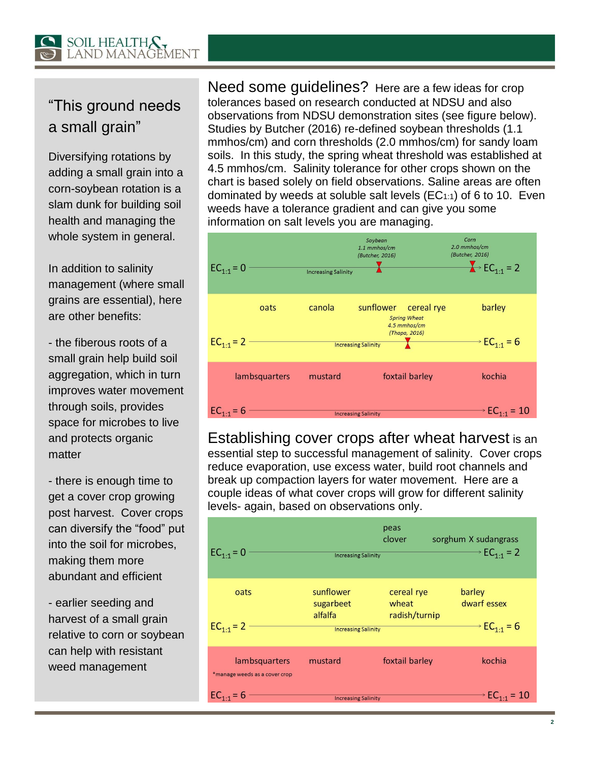## "This ground needs a small grain"

Diversifying rotations by adding a small grain into a corn-soybean rotation is a slam dunk for building soil health and managing the whole system in general.

In addition to salinity management (where small grains are essential), here are other benefits:

- the fiberous roots of a small grain help build soil aggregation, which in turn improves water movement through soils, provides space for microbes to live and protects organic matter

- there is enough time to get a cover crop growing post harvest. Cover crops can diversify the "food" put into the soil for microbes, making them more abundant and efficient

- earlier seeding and harvest of a small grain relative to corn or soybean can help with resistant weed management

## Need some guidelines?

Here are a few ideas for crop tolerances based on research conducted at NDSU and also observations from NDSU demonstration sites (see figure below). Studies by Butcher (2016) re-defined soybean thresholds (1.1 mmhos/cm) and corn thresholds (2.0 mmhos/cm) for sandy loam soils. In this study, the spring wheat threshold was established at 4.5 mmhos/cm. Salinity tolerance for other crops shown on the chart is based solely on field observations. Saline areas are often dominated by weeds at soluble salt levels ($EC_{1:1}$) of 6 to 10. Even weeds have a tolerance gradient and can give you some information on salt levels you are managing.

Soybean
1.1 mmhos/cm
(Butcher, 2016)

Corn
2.0 mmhos/cm
(Butcher, 2016)

$EC_{1:1}$ = 0 — Increasing Salinity → $EC_{1:1}$ = 2

oats canola sunflower cereal rye barley

Spring Wheat
4.5 mmhos/cm
(Thapa, 2016)

$EC_{1:1}$ = 2 — Increasing Salinity → $EC_{1:1}$ = 6

lambsquarters mustard foxtail barley kochia

$EC_{1:1}$ = 6 — Increasing Salinity → $EC_{1:1}$ = 10

## Establishing cover crops after wheat harvest

is an essential step to successful management of salinity. Cover crops reduce evaporation, use excess water, build root channels and break up compaction layers for water movement. Here are a couple ideas of what cover crops will grow for different salinity levels- again, based on observations only.

peas
clover
sorghum X sudangrass

$EC_{1:1}$ = 0 — Increasing Salinity → $EC_{1:1}$ = 2

oats
sunflower
sugarbeet
alfalfa
cereal rye
wheat
radish/turnip
barley
dwarf essex

$EC_{1:1}$ = 2 — Increasing Salinity → $EC_{1:1}$ = 6

lambsquarters mustard foxtail barley kochia

*manage weeds as a cover crop

$EC_{1:1}$ = 6 — Increasing Salinity → $EC_{1:1}$ = 10